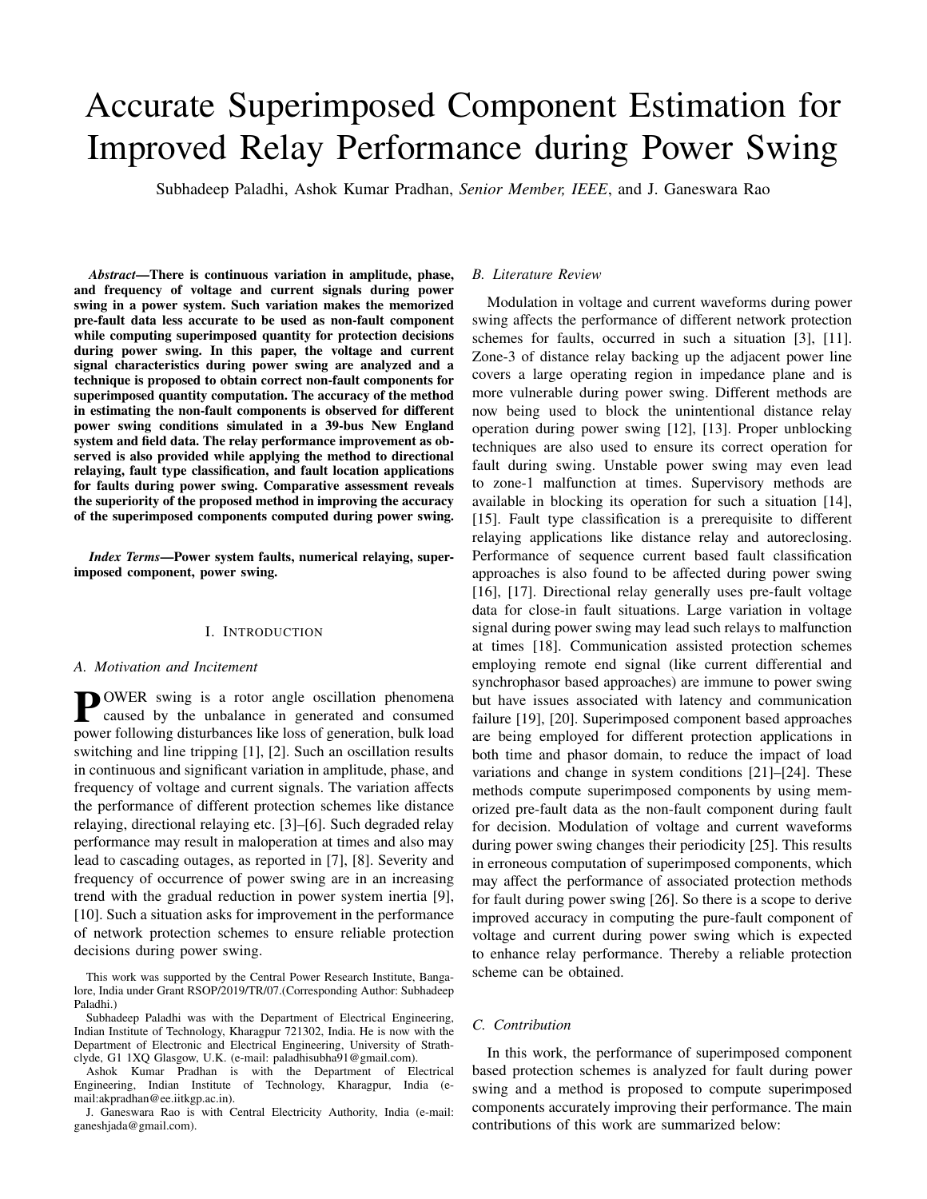# Accurate Superimposed Component Estimation for Improved Relay Performance during Power Swing

Subhadeep Paladhi, Ashok Kumar Pradhan, *Senior Member, IEEE*, and J. Ganeswara Rao

***Abstract*—There is continuous variation in amplitude, phase, and frequency of voltage and current signals during power swing in a power system. Such variation makes the memorized pre-fault data less accurate to be used as non-fault component while computing superimposed quantity for protection decisions during power swing. In this paper, the voltage and current signal characteristics during power swing are analyzed and a technique is proposed to obtain correct non-fault components for superimposed quantity computation. The accuracy of the method in estimating the non-fault components is observed for different power swing conditions simulated in a 39-bus New England system and field data. The relay performance improvement as observed is also provided while applying the method to directional relaying, fault type classification, and fault location applications for faults during power swing. Comparative assessment reveals the superiority of the proposed method in improving the accuracy of the superimposed components computed during power swing.**

***Index Terms*—Power system faults, numerical relaying, superimposed component, power swing.**

## I. Introduction

### A. Motivation and Incitement

POWER swing is a rotor angle oscillation phenomena caused by the unbalance in generated and consumed power following disturbances like loss of generation, bulk load switching and line tripping [1], [2]. Such an oscillation results in continuous and significant variation in amplitude, phase, and frequency of voltage and current signals. The variation affects the performance of different protection schemes like distance relaying, directional relaying etc. [3]–[6]. Such degraded relay performance may result in maloperation at times and also may lead to cascading outages, as reported in [7], [8]. Severity and frequency of occurrence of power swing are in an increasing trend with the gradual reduction in power system inertia [9], [10]. Such a situation asks for improvement in the performance of network protection schemes to ensure reliable protection decisions during power swing.

This work was supported by the Central Power Research Institute, Bangalore, India under Grant RSOP/2019/TR/07.(Corresponding Author: Subhadeep Paladhi.)

Subhadeep Paladhi was with the Department of Electrical Engineering, Indian Institute of Technology, Kharagpur 721302, India. He is now with the Department of Electronic and Electrical Engineering, University of Strathclyde, G1 1XQ Glasgow, U.K. (e-mail: paladhisubha91@gmail.com).

Ashok Kumar Pradhan is with the Department of Electrical Engineering, Indian Institute of Technology, Kharagpur, India (e-mail:akpradhan@ee.iitkgp.ac.in).

J. Ganeswara Rao is with Central Electricity Authority, India (e-mail: ganeshjada@gmail.com).

### B. Literature Review

Modulation in voltage and current waveforms during power swing affects the performance of different network protection schemes for faults, occurred in such a situation [3], [11]. Zone-3 of distance relay backing up the adjacent power line covers a large operating region in impedance plane and is more vulnerable during power swing. Different methods are now being used to block the unintentional distance relay operation during power swing [12], [13]. Proper unblocking techniques are also used to ensure its correct operation for fault during swing. Unstable power swing may even lead to zone-1 malfunction at times. Supervisory methods are available in blocking its operation for such a situation [14], [15]. Fault type classification is a prerequisite to different relaying applications like distance relay and autoreclosing. Performance of sequence current based fault classification approaches is also found to be affected during power swing [16], [17]. Directional relay generally uses pre-fault voltage data for close-in fault situations. Large variation in voltage signal during power swing may lead such relays to malfunction at times [18]. Communication assisted protection schemes employing remote end signal (like current differential and synchrophasor based approaches) are immune to power swing but have issues associated with latency and communication failure [19], [20]. Superimposed component based approaches are being employed for different protection applications in both time and phasor domain, to reduce the impact of load variations and change in system conditions [21]–[24]. These methods compute superimposed components by using memorized pre-fault data as the non-fault component during fault for decision. Modulation of voltage and current waveforms during power swing changes their periodicity [25]. This results in erroneous computation of superimposed components, which may affect the performance of associated protection methods for fault during power swing [26]. So there is a scope to derive improved accuracy in computing the pure-fault component of voltage and current during power swing which is expected to enhance relay performance. Thereby a reliable protection scheme can be obtained.

### C. Contribution

In this work, the performance of superimposed component based protection schemes is analyzed for fault during power swing and a method is proposed to compute superimposed components accurately improving their performance. The main contributions of this work are summarized below: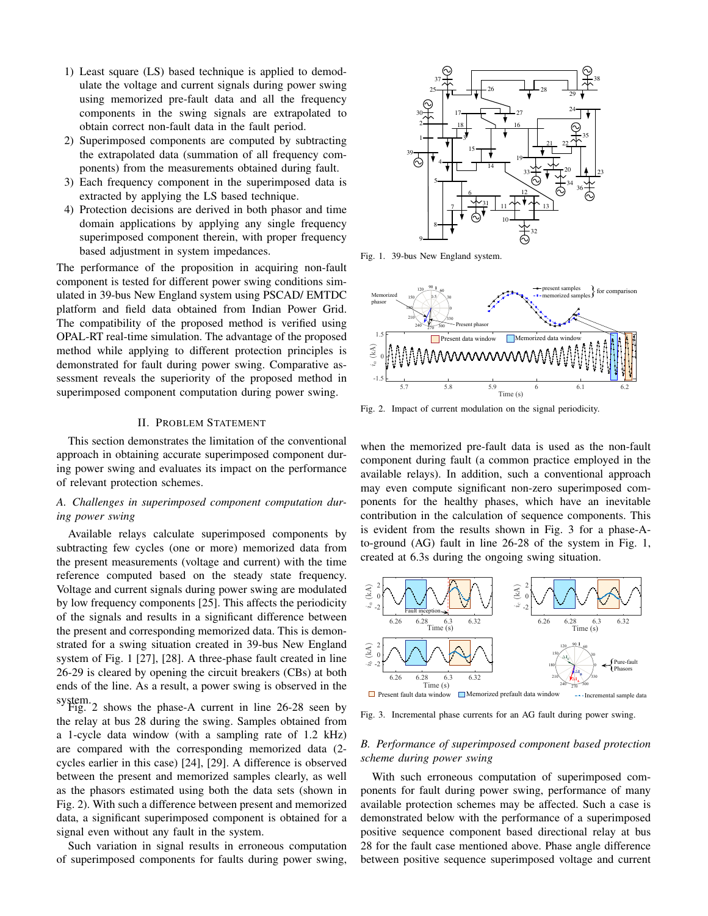1) Least square (LS) based technique is applied to demodulate the voltage and current signals during power swing using memorized pre-fault data and all the frequency components in the swing signals are extrapolated to obtain correct non-fault data in the fault period.
2) Superimposed components are computed by subtracting the extrapolated data (summation of all frequency components) from the measurements obtained during fault.
3) Each frequency component in the superimposed data is extracted by applying the LS based technique.
4) Protection decisions are derived in both phasor and time domain applications by applying any single frequency superimposed component therein, with proper frequency based adjustment in system impedances.

The performance of the proposition in acquiring non-fault component is tested for different power swing conditions simulated in 39-bus New England system using PSCAD/ EMTDC platform and field data obtained from Indian Power Grid. The compatibility of the proposed method is verified using OPAL-RT real-time simulation. The advantage of the proposed method while applying to different protection principles is demonstrated for fault during power swing. Comparative assessment reveals the superiority of the proposed method in superimposed component computation during power swing.

Fig. 1. 39-bus New England system.

Fig. 2. Impact of current modulation on the signal periodicity.

## II. Problem Statement

This section demonstrates the limitation of the conventional approach in obtaining accurate superimposed component during power swing and evaluates its impact on the performance of relevant protection schemes.

### *A. Challenges in superimposed component computation during power swing*

Available relays calculate superimposed components by subtracting few cycles (one or more) memorized data from the present measurements (voltage and current) with the time reference computed based on the steady state frequency. Voltage and current signals during power swing are modulated by low frequency components [25]. This affects the periodicity of the signals and results in a significant difference between the present and corresponding memorized data. This is demonstrated for a swing situation created in 39-bus New England system of Fig. 1 [27], [28]. A three-phase fault created in line 26-29 is cleared by opening the circuit breakers (CBs) at both ends of the line. As a result, a power swing is observed in the system.

Fig. 2 shows the phase-A current in line 26-28 seen by the relay at bus 28 during the swing. Samples obtained from a 1-cycle data window (with a sampling rate of 1.2 kHz) are compared with the corresponding memorized data (2-cycles earlier in this case) [24], [29]. A difference is observed between the present and memorized samples clearly, as well as the phasors estimated using both the data sets (shown in Fig. 2). With such a difference between present and memorized data, a significant superimposed component is obtained for a signal even without any fault in the system.

Such variation in signal results in erroneous computation of superimposed components for faults during power swing, when the memorized pre-fault data is used as the non-fault component during fault (a common practice employed in the available relays). In addition, such a conventional approach may even compute significant non-zero superimposed components for the healthy phases, which have an inevitable contribution in the calculation of sequence components. This is evident from the results shown in Fig. 3 for a phase-A-to-ground (AG) fault in line 26-28 of the system in Fig. 1, created at 6.3s during the ongoing swing situation.

Fig. 3. Incremental phase currents for an AG fault during power swing.

### *B. Performance of superimposed component based protection scheme during power swing*

With such erroneous computation of superimposed components for fault during power swing, performance of many available protection schemes may be affected. Such a case is demonstrated below with the performance of a superimposed positive sequence component based directional relay at bus 28 for the fault case mentioned above. Phase angle difference between positive sequence superimposed voltage and current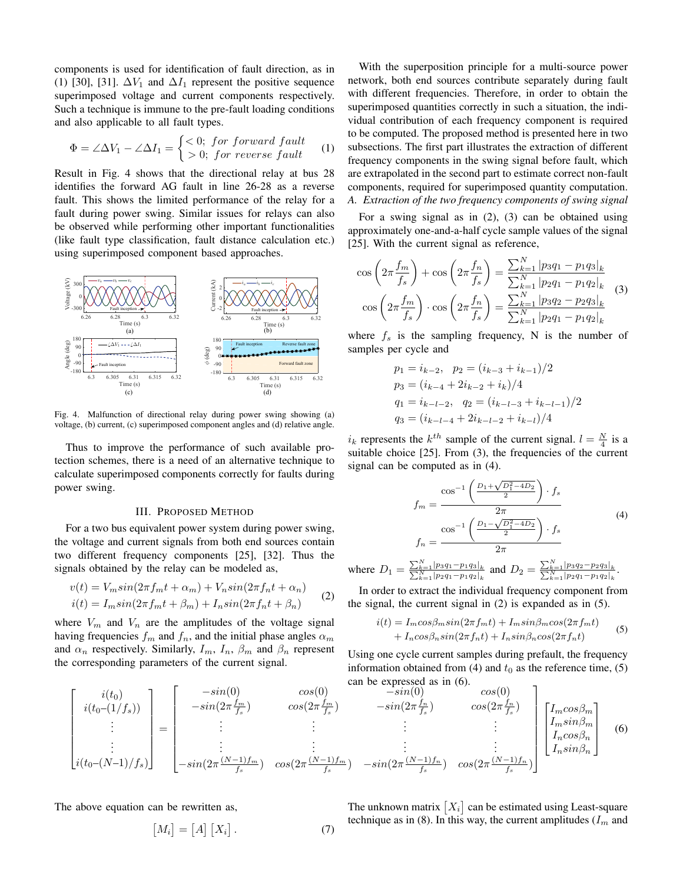components is used for identification of fault direction, as in (1) [30], [31]. $\Delta V_1$ and $\Delta I_1$ represent the positive sequence superimposed voltage and current components respectively. Such a technique is immune to the pre-fault loading conditions and also applicable to all fault types.

$$\Phi = \angle \Delta V_1 - \angle \Delta I_1 = \begin{cases} < 0; \; for \; forward \; fault \\ > 0; \; for \; reverse \; fault \end{cases} \quad (1)$$

Result in Fig. 4 shows that the directional relay at bus 28 identifies the forward AG fault in line 26-28 as a reverse fault. This shows the limited performance of the relay for a fault during power swing. Similar issues for relays can also be observed while performing other important functionalities (like fault type classification, fault distance calculation etc.) using superimposed component based approaches.

Fig. 4. Malfunction of directional relay during power swing showing (a) voltage, (b) current, (c) superimposed component angles and (d) relative angle.

Thus to improve the performance of such available protection schemes, there is a need of an alternative technique to calculate superimposed components correctly for faults during power swing.

## III. Proposed Method

For a two bus equivalent power system during power swing, the voltage and current signals from both end sources contain two different frequency components [25], [32]. Thus the signals obtained by the relay can be modeled as,

$$\begin{aligned} v(t) &= V_m sin(2\pi f_m t + \alpha_m) + V_n sin(2\pi f_n t + \alpha_n) \\ i(t) &= I_m sin(2\pi f_m t + \beta_m) + I_n sin(2\pi f_n t + \beta_n) \end{aligned} \quad (2)$$

where $V_m$ and $V_n$ are the amplitudes of the voltage signal having frequencies $f_m$ and $f_n$, and the initial phase angles $\alpha_m$ and $\alpha_n$ respectively. Similarly, $I_m$, $I_n$, $\beta_m$ and $\beta_n$ represent the corresponding parameters of the current signal.

With the superposition principle for a multi-source power network, both end sources contribute separately during fault with different frequencies. Therefore, in order to obtain the superimposed quantities correctly in such a situation, the individual contribution of each frequency component is required to be computed. The proposed method is presented here in two subsections. The first part illustrates the extraction of different frequency components in the swing signal before fault, which are extrapolated in the second part to estimate correct non-fault components, required for superimposed quantity computation.

### A. Extraction of the two frequency components of swing signal

For a swing signal as in (2), (3) can be obtained using approximately one-and-a-half cycle sample values of the signal [25]. With the current signal as reference,

$$\begin{aligned} \cos\left(2\pi \frac{f_m}{f_s}\right) + \cos\left(2\pi \frac{f_n}{f_s}\right) &= \frac{\sum_{k=1}^{N} |p_3 q_1 - p_1 q_3|_k}{\sum_{k=1}^{N} |p_2 q_1 - p_1 q_2|_k} \\ \cos\left(2\pi \frac{f_m}{f_s}\right) \cdot \cos\left(2\pi \frac{f_n}{f_s}\right) &= \frac{\sum_{k=1}^{N} |p_3 q_2 - p_2 q_3|_k}{\sum_{k=1}^{N} |p_2 q_1 - p_1 q_2|_k} \end{aligned} \quad (3)$$

where $f_s$ is the sampling frequency, N is the number of samples per cycle and

$$\begin{aligned} p_1 &= i_{k-2}, \quad p_2 = (i_{k-3} + i_{k-1})/2 \\ p_3 &= (i_{k-4} + 2i_{k-2} + i_k)/4 \\ q_1 &= i_{k-l-2}, \quad q_2 = (i_{k-l-3} + i_{k-l-1})/2 \\ q_3 &= (i_{k-l-4} + 2i_{k-l-2} + i_{k-l})/4 \end{aligned}$$

$i_k$ represents the $k^{th}$ sample of the current signal. $l = \frac{N}{4}$ is a suitable choice [25]. From (3), the frequencies of the current signal can be computed as in (4).

$$\begin{aligned} f_m &= \frac{\cos^{-1}\left(\frac{D_1 + \sqrt{D_1^2 - 4D_2}}{2}\right) \cdot f_s}{2\pi} \\ f_n &= \frac{\cos^{-1}\left(\frac{D_1 - \sqrt{D_1^2 - 4D_2}}{2}\right) \cdot f_s}{2\pi} \end{aligned} \quad (4)$$

where $D_1 = \frac{\sum_{k=1}^{N} |p_3 q_1 - p_1 q_3|_k}{\sum_{k=1}^{N} |p_2 q_1 - p_1 q_2|_k}$ and $D_2 = \frac{\sum_{k=1}^{N} |p_3 q_2 - p_2 q_3|_k}{\sum_{k=1}^{N} |p_2 q_1 - p_1 q_2|_k}$.

In order to extract the individual frequency component from the signal, the current signal in (2) is expanded as in (5).

$$\begin{aligned} i(t) = &I_m cos\beta_m sin(2\pi f_m t) + I_m sin\beta_m cos(2\pi f_m t) \\ &+ I_n cos\beta_n sin(2\pi f_n t) + I_n sin\beta_n cos(2\pi f_n t) \end{aligned} \quad (5)$$

Using one cycle current samples during prefault, the frequency information obtained from (4) and $t_0$ as the reference time, (5) can be expressed as in (6).

$$\begin{bmatrix} i(t_0) \\ i(t_0 - (1/f_s)) \\ \vdots \\ \vdots \\ i(t_0 - (N-1)/f_s) \end{bmatrix} = \begin{bmatrix} -sin(0) & cos(0) & -sin(0) & cos(0) \\ -sin(2\pi \frac{f_m}{f_s}) & cos(2\pi \frac{f_m}{f_s}) & -sin(2\pi \frac{f_n}{f_s}) & cos(2\pi \frac{f_n}{f_s}) \\ \vdots & \vdots & \vdots & \vdots \\ \vdots & \vdots & \vdots & \vdots \\ -sin(2\pi \frac{(N-1) f_m}{f_s}) & cos(2\pi \frac{(N-1) f_m}{f_s}) & -sin(2\pi \frac{(N-1) f_n}{f_s}) & cos(2\pi \frac{(N-1) f_n}{f_s}) \end{bmatrix} \begin{bmatrix} I_m cos\beta_m \\ I_m sin\beta_m \\ I_n cos\beta_n \\ I_n sin\beta_n \end{bmatrix} \quad (6)$$

The above equation can be rewritten as,

$$\left[M_i\right] = \left[A\right]\left[X_i\right]. \quad (7)$$

The unknown matrix $\left[X_i\right]$ can be estimated using Least-square technique as in (8). In this way, the current amplitudes ($I_m$ and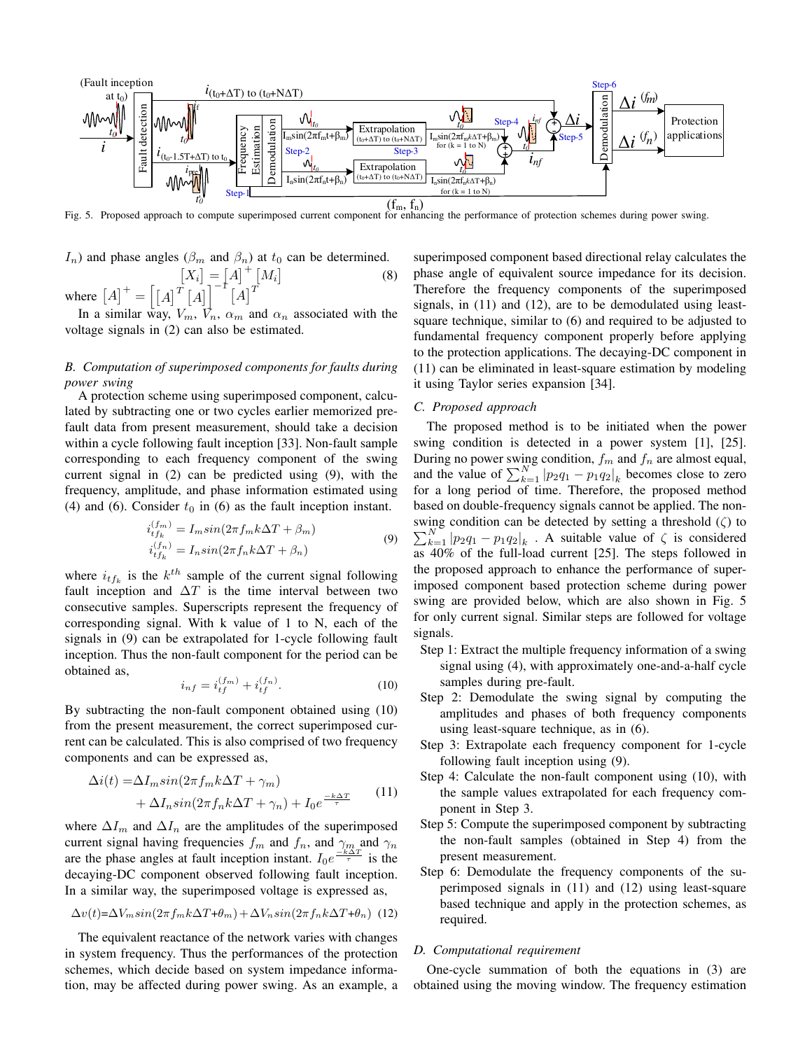Fig. 5. Proposed approach to compute superimposed current component for enhancing the performance of protection schemes during power swing.

$I_n$) and phase angles ($\beta_m$ and $\beta_n$) at $t_0$ can be determined.

$$\begin{bmatrix}X_i\end{bmatrix} = \begin{bmatrix}A\end{bmatrix}^+ \begin{bmatrix}M_i\end{bmatrix} \tag{8}$$

where $\begin{bmatrix}A\end{bmatrix}^+ = \left[\begin{bmatrix}A\end{bmatrix}^T \begin{bmatrix}A\end{bmatrix}\right]^{-1} \begin{bmatrix}A\end{bmatrix}^T$

In a similar way, $V_m$, $V_n$, $\alpha_m$ and $\alpha_n$ associated with the voltage signals in (2) can also be estimated.

### *B. Computation of superimposed components for faults during power swing*

A protection scheme using superimposed component, calculated by subtracting one or two cycles earlier memorized pre-fault data from present measurement, should take a decision within a cycle following fault inception [33]. Non-fault sample corresponding to each frequency component of the swing current signal in (2) can be predicted using (9), with the frequency, amplitude, and phase information estimated using (4) and (6). Consider $t_0$ in (6) as the fault inception instant.

$$\begin{aligned} i_{tf_k}^{(f_m)} &= I_m sin(2\pi f_m k\Delta T + \beta_m) \\ i_{tf_k}^{(f_n)} &= I_n sin(2\pi f_n k\Delta T + \beta_n) \end{aligned} \tag{9}$$

where $i_{tf_k}$ is the $k^{th}$ sample of the current signal following fault inception and $\Delta T$ is the time interval between two consecutive samples. Superscripts represent the frequency of corresponding signal. With k value of 1 to N, each of the signals in (9) can be extrapolated for 1-cycle following fault inception. Thus the non-fault component for the period can be obtained as,

$$i_{nf} = i_{tf}^{(f_m)} + i_{tf}^{(f_n)}. \tag{10}$$

By subtracting the non-fault component obtained using (10) from the present measurement, the correct superimposed current can be calculated. This is also comprised of two frequency components and can be expressed as,

$$\begin{aligned} \Delta i(t) =& \Delta I_m sin(2\pi f_m k\Delta T + \gamma_m) \\ &+ \Delta I_n sin(2\pi f_n k\Delta T + \gamma_n) + I_0 e^{\frac{-k\Delta T}{\tau}} \end{aligned} \tag{11}$$

where $\Delta I_m$ and $\Delta I_n$ are the amplitudes of the superimposed current signal having frequencies $f_m$ and $f_n$, and $\gamma_m$ and $\gamma_n$ are the phase angles at fault inception instant. $I_0 e^{\frac{-k\Delta T}{\tau}}$ is the decaying-DC component observed following fault inception. In a similar way, the superimposed voltage is expressed as,

$$\Delta v(t) = \Delta V_m sin(2\pi f_m k\Delta T + \theta_m) + \Delta V_n sin(2\pi f_n k\Delta T + \theta_n) \tag{12}$$

The equivalent reactance of the network varies with changes in system frequency. Thus the performances of the protection schemes, which decide based on system impedance information, may be affected during power swing. As an example, a superimposed component based directional relay calculates the phase angle of equivalent source impedance for its decision. Therefore the frequency components of the superimposed signals, in (11) and (12), are to be demodulated using least-square technique, similar to (6) and required to be adjusted to fundamental frequency component properly before applying to the protection applications. The decaying-DC component in (11) can be eliminated in least-square estimation by modeling it using Taylor series expansion [34].

### *C. Proposed approach*

The proposed method is to be initiated when the power swing condition is detected in a power system [1], [25]. During no power swing condition, $f_m$ and $f_n$ are almost equal, and the value of $\sum_{k=1}^{N} |p_2 q_1 - p_1 q_2|_k$ becomes close to zero for a long period of time. Therefore, the proposed method based on double-frequency signals cannot be applied. The non-swing condition can be detected by setting a threshold ($\zeta$) to $\sum_{k=1}^{N} |p_2 q_1 - p_1 q_2|_k$ . A suitable value of $\zeta$ is considered as 40% of the full-load current [25]. The steps followed in the proposed approach to enhance the performance of superimposed component based protection scheme during power swing are provided below, which are also shown in Fig. 5 for only current signal. Similar steps are followed for voltage signals.

- Step 1: Extract the multiple frequency information of a swing signal using (4), with approximately one-and-a-half cycle samples during pre-fault.
- Step 2: Demodulate the swing signal by computing the amplitudes and phases of both frequency components using least-square technique, as in (6).
- Step 3: Extrapolate each frequency component for 1-cycle following fault inception using (9).
- Step 4: Calculate the non-fault component using (10), with the sample values extrapolated for each frequency component in Step 3.
- Step 5: Compute the superimposed component by subtracting the non-fault samples (obtained in Step 4) from the present measurement.
- Step 6: Demodulate the frequency components of the superimposed signals in (11) and (12) using least-square based technique and apply in the protection schemes, as required.

### *D. Computational requirement*

One-cycle summation of both the equations in (3) are obtained using the moving window. The frequency estimation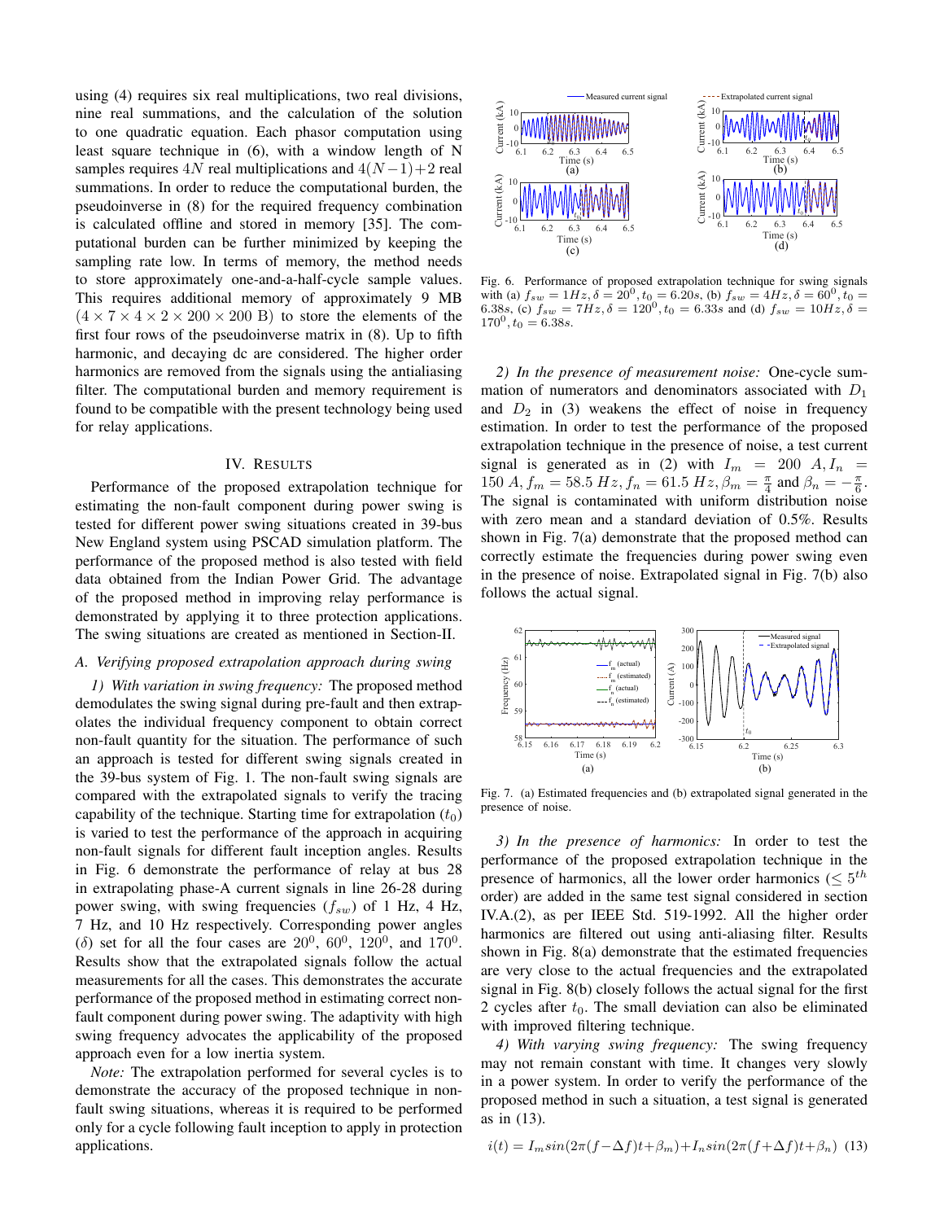using (4) requires six real multiplications, two real divisions, nine real summations, and the calculation of the solution to one quadratic equation. Each phasor computation using least square technique in (6), with a window length of N samples requires $4N$ real multiplications and $4(N-1)+2$ real summations. In order to reduce the computational burden, the pseudoinverse in (8) for the required frequency combination is calculated offline and stored in memory [35]. The computational burden can be further minimized by keeping the sampling rate low. In terms of memory, the method needs to store approximately one-and-a-half-cycle sample values. This requires additional memory of approximately 9 MB ($4 \times 7 \times 4 \times 2 \times 200 \times 200$ B) to store the elements of the first four rows of the pseudoinverse matrix in (8). Up to fifth harmonic, and decaying dc are considered. The higher order harmonics are removed from the signals using the antialiasing filter. The computational burden and memory requirement is found to be compatible with the present technology being used for relay applications.

## IV. Results

Performance of the proposed extrapolation technique for estimating the non-fault component during power swing is tested for different power swing situations created in 39-bus New England system using PSCAD simulation platform. The performance of the proposed method is also tested with field data obtained from the Indian Power Grid. The advantage of the proposed method in improving relay performance is demonstrated by applying it to three protection applications. The swing situations are created as mentioned in Section-II.

### A. Verifying proposed extrapolation approach during swing

*1) With variation in swing frequency:* The proposed method demodulates the swing signal during pre-fault and then extrapolates the individual frequency component to obtain correct non-fault quantity for the situation. The performance of such an approach is tested for different swing signals created in the 39-bus system of Fig. 1. The non-fault swing signals are compared with the extrapolated signals to verify the tracing capability of the technique. Starting time for extrapolation ($t_0$) is varied to test the performance of the approach in acquiring non-fault signals for different fault inception angles. Results in Fig. 6 demonstrate the performance of relay at bus 28 in extrapolating phase-A current signals in line 26-28 during power swing, with swing frequencies ($f_{sw}$) of 1 Hz, 4 Hz, 7 Hz, and 10 Hz respectively. Corresponding power angles ($\delta$) set for all the four cases are $20^0$, $60^0$, $120^0$, and $170^0$. Results show that the extrapolated signals follow the actual measurements for all the cases. This demonstrates the accurate performance of the proposed method in estimating correct non-fault component during power swing. The adaptivity with high swing frequency advocates the applicability of the proposed approach even for a low inertia system.

*Note:* The extrapolation performed for several cycles is to demonstrate the accuracy of the proposed technique in non-fault swing situations, whereas it is required to be performed only for a cycle following fault inception to apply in protection applications.

Fig. 6. Performance of proposed extrapolation technique for swing signals with (a) $f_{sw} = 1Hz, \delta = 20^0, t_0 = 6.20s$, (b) $f_{sw} = 4Hz, \delta = 60^0, t_0 = 6.38s$, (c) $f_{sw} = 7Hz, \delta = 120^0, t_0 = 6.33s$ and (d) $f_{sw} = 10Hz, \delta = 170^0, t_0 = 6.38s$.

*2) In the presence of measurement noise:* One-cycle summation of numerators and denominators associated with $D_1$ and $D_2$ in (3) weakens the effect of noise in frequency estimation. In order to test the performance of the proposed extrapolation technique in the presence of noise, a test current signal is generated as in (2) with $I_m = 200\ A, I_n = 150\ A, f_m = 58.5\ Hz, f_n = 61.5\ Hz, \beta_m = \frac{\pi}{4}$ and $\beta_n = -\frac{\pi}{6}$. The signal is contaminated with uniform distribution noise with zero mean and a standard deviation of 0.5%. Results shown in Fig. 7(a) demonstrate that the proposed method can correctly estimate the frequencies during power swing even in the presence of noise. Extrapolated signal in Fig. 7(b) also follows the actual signal.

Fig. 7. (a) Estimated frequencies and (b) extrapolated signal generated in the presence of noise.

*3) In the presence of harmonics:* In order to test the performance of the proposed extrapolation technique in the presence of harmonics, all the lower order harmonics ($\leq 5^{th}$ order) are added in the same test signal considered in section IV.A.(2), as per IEEE Std. 519-1992. All the higher order harmonics are filtered out using anti-aliasing filter. Results shown in Fig. 8(a) demonstrate that the estimated frequencies are very close to the actual frequencies and the extrapolated signal in Fig. 8(b) closely follows the actual signal for the first 2 cycles after $t_0$. The small deviation can also be eliminated with improved filtering technique.

*4) With varying swing frequency:* The swing frequency may not remain constant with time. It changes very slowly in a power system. In order to verify the performance of the proposed method in such a situation, a test signal is generated as in (13).

$$i(t) = I_m sin(2\pi(f-\Delta f)t+\beta_m)+I_n sin(2\pi(f+\Delta f)t+\beta_n) \quad (13)$$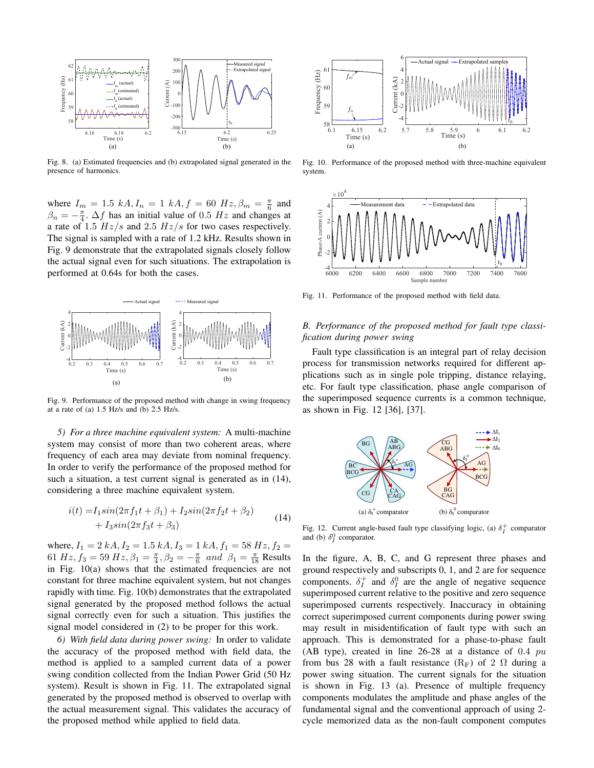Fig. 8. (a) Estimated frequencies and (b) extrapolated signal generated in the presence of harmonics.

where $I_m = 1.5\ kA, I_n = 1\ kA, f = 60\ Hz, \beta_m = \frac{\pi}{6}$ and $\beta_n = -\frac{\pi}{4}$. $\Delta f$ has an initial value of $0.5\ Hz$ and changes at a rate of $1.5\ Hz/s$ and $2.5\ Hz/s$ for two cases respectively. The signal is sampled with a rate of 1.2 kHz. Results shown in Fig. 9 demonstrate that the extrapolated signals closely follow the actual signal even for such situations. The extrapolation is performed at 0.64s for both the cases.

Fig. 9. Performance of the proposed method with change in swing frequency at a rate of (a) 1.5 Hz/s and (b) 2.5 Hz/s.

*5) For a three machine equivalent system:* A multi-machine system may consist of more than two coherent areas, where frequency of each area may deviate from nominal frequency. In order to verify the performance of the proposed method for such a situation, a test current signal is generated as in (14), considering a three machine equivalent system.

$$
\begin{aligned}
i(t) =& I_1 sin(2\pi f_1 t + \beta_1) + I_2 sin(2\pi f_2 t + \beta_2) \\
&+ I_3 sin(2\pi f_3 t + \beta_3)
\end{aligned} \tag{14}
$$

where, $I_1 = 2\ kA, I_2 = 1.5\ kA, I_3 = 1\ kA, f_1 = 58\ Hz, f_2 = 61\ Hz, f_3 = 59\ Hz, \beta_1 = \frac{\pi}{4}, \beta_2 = -\frac{\pi}{6}\ \ and\ \ \beta_1 = \frac{\pi}{18}$ Results in Fig. 10(a) shows that the estimated frequencies are not constant for three machine equivalent system, but not changes rapidly with time. Fig. 10(b) demonstrates that the extrapolated signal generated by the proposed method follows the actual signal correctly even for such a situation. This justifies the signal model considered in (2) to be proper for this work.

*6) With field data during power swing:* In order to validate the accuracy of the proposed method with field data, the method is applied to a sampled current data of a power swing condition collected from the Indian Power Grid (50 Hz system). Result is shown in Fig. 11. The extrapolated signal generated by the proposed method is observed to overlap with the actual measurement signal. This validates the accuracy of the proposed method while applied to field data.

Fig. 10. Performance of the proposed method with three-machine equivalent system.

Fig. 11. Performance of the proposed method with field data.

### *B. Performance of the proposed method for fault type classification during power swing*

Fault type classification is an integral part of relay decision process for transmission networks required for different applications such as in single pole tripping, distance relaying, etc. For fault type classification, phase angle comparison of the superimposed sequence currents is a common technique, as shown in Fig. 12 [36], [37].

Fig. 12. Current angle-based fault type classifying logic, (a) $\delta_I^+$ comparator and (b) $\delta_I^0$ comparator.

In the figure, A, B, C, and G represent three phases and ground respectively and subscripts 0, 1, and 2 are for sequence components. $\delta_I^+$ and $\delta_I^0$ are the angle of negative sequence superimposed current relative to the positive and zero sequence superimposed currents respectively. Inaccuracy in obtaining correct superimposed current components during power swing may result in misidentification of fault type with such an approach. This is demonstrated for a phase-to-phase fault (AB type), created in line 26-28 at a distance of $0.4\ pu$ from bus 28 with a fault resistance ($R_F$) of $2\ \Omega$ during a power swing situation. The current signals for the situation is shown in Fig. 13 (a). Presence of multiple frequency components modulates the amplitude and phase angles of the fundamental signal and the conventional approach of using 2-cycle memorized data as the non-fault component computes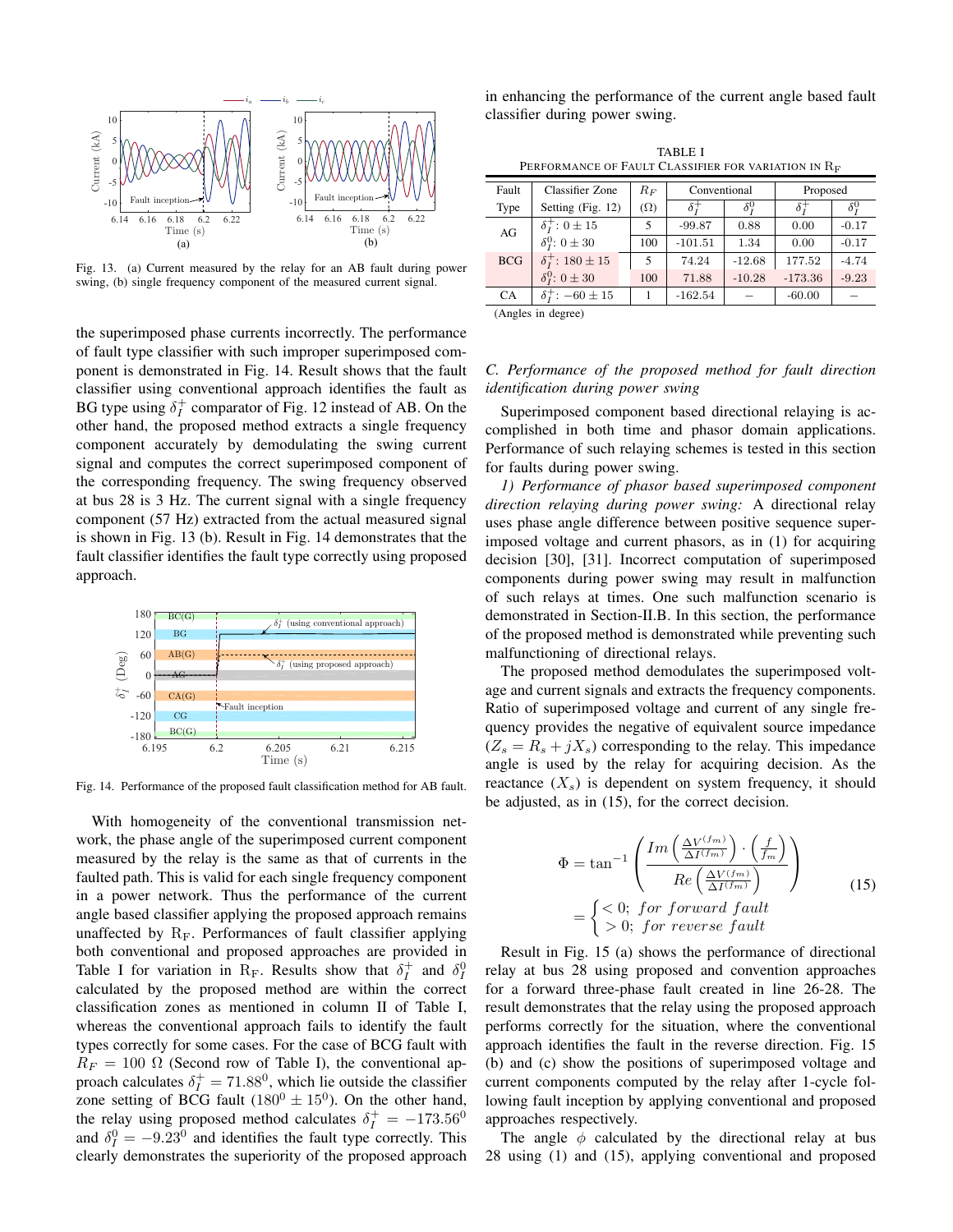Fig. 13. (a) Current measured by the relay for an AB fault during power swing, (b) single frequency component of the measured current signal.

the superimposed phase currents incorrectly. The performance of fault type classifier with such improper superimposed component is demonstrated in Fig. 14. Result shows that the fault classifier using conventional approach identifies the fault as BG type using $\delta_I^+$ comparator of Fig. 12 instead of AB. On the other hand, the proposed method extracts a single frequency component accurately by demodulating the swing current signal and computes the correct superimposed component of the corresponding frequency. The swing frequency observed at bus 28 is 3 Hz. The current signal with a single frequency component (57 Hz) extracted from the actual measured signal is shown in Fig. 13 (b). Result in Fig. 14 demonstrates that the fault classifier identifies the fault type correctly using proposed approach.

Fig. 14. Performance of the proposed fault classification method for AB fault.

With homogeneity of the conventional transmission network, the phase angle of the superimposed current component measured by the relay is the same as that of currents in the faulted path. This is valid for each single frequency component in a power network. Thus the performance of the current angle based classifier applying the proposed approach remains unaffected by $\mathrm{R_F}$. Performances of fault classifier applying both conventional and proposed approaches are provided in Table I for variation in $\mathrm{R_F}$. Results show that $\delta_I^+$ and $\delta_I^0$ calculated by the proposed method are within the correct classification zones as mentioned in column II of Table I, whereas the conventional approach fails to identify the fault types correctly for some cases. For the case of BCG fault with $R_F = 100\ \Omega$ (Second row of Table I), the conventional approach calculates $\delta_I^+ = 71.88^0$, which lie outside the classifier zone setting of BCG fault ($180^0 \pm 15^0$). On the other hand, the relay using proposed method calculates $\delta_I^+ = -173.56^0$ and $\delta_I^0 = -9.23^0$ and identifies the fault type correctly. This clearly demonstrates the superiority of the proposed approach in enhancing the performance of the current angle based fault classifier during power swing.

TABLE I
PERFORMANCE OF FAULT CLASSIFIER FOR VARIATION IN $\mathrm{R_F}$

| Fault Type | Classifier Zone Setting (Fig. 12) | $R_F$ ($\Omega$) | Conventional | | Proposed | |
|---|---|---|---|---|---|---|
| | | | $\delta_I^+$ | $\delta_I^0$ | $\delta_I^+$ | $\delta_I^0$ |
| AG | $\delta_I^+$: $0 \pm 15$; $\delta_I^0$: $0 \pm 30$ | 5 | -99.87 | 0.88 | 0.00 | -0.17 |
| | | 100 | -101.51 | 1.34 | 0.00 | -0.17 |
| BCG | $\delta_I^+$: $180 \pm 15$; $\delta_I^0$: $0 \pm 30$ | 5 | 74.24 | -12.68 | 177.52 | -4.74 |
| | | 100 | 71.88 | -10.28 | -173.36 | -9.23 |
| CA | $\delta_I^+$: $-60 \pm 15$ | 1 | -162.54 | – | -60.00 | – |

(Angles in degree)

### C. Performance of the proposed method for fault direction identification during power swing

Superimposed component based directional relaying is accomplished in both time and phasor domain applications. Performance of such relaying schemes is tested in this section for faults during power swing.

*1) Performance of phasor based superimposed component direction relaying during power swing:* A directional relay uses phase angle difference between positive sequence superimposed voltage and current phasors, as in (1) for acquiring decision [30], [31]. Incorrect computation of superimposed components during power swing may result in malfunction of such relays at times. One such malfunction scenario is demonstrated in Section-II.B. In this section, the performance of the proposed method is demonstrated while preventing such malfunctioning of directional relays.

The proposed method demodulates the superimposed voltage and current signals and extracts the frequency components. Ratio of superimposed voltage and current of any single frequency provides the negative of equivalent source impedance ($Z_s = R_s + jX_s$) corresponding to the relay. This impedance angle is used by the relay for acquiring decision. As the reactance ($X_s$) is dependent on system frequency, it should be adjusted, as in (15), for the correct decision.

$$
\Phi = \tan^{-1}\left(\frac{Im\left(\frac{\Delta V^{(f_m)}}{\Delta I^{(f_m)}}\right)\cdot\left(\frac{f}{f_m}\right)}{Re\left(\frac{\Delta V^{(f_m)}}{\Delta I^{(f_m)}}\right)}\right) = \begin{cases} < 0; \ \textit{for forward fault} \\ > 0; \ \textit{for reverse fault} \end{cases} \tag{15}
$$

Result in Fig. 15 (a) shows the performance of directional relay at bus 28 using proposed and convention approaches for a forward three-phase fault created in line 26-28. The result demonstrates that the relay using the proposed approach performs correctly for the situation, where the conventional approach identifies the fault in the reverse direction. Fig. 15 (b) and (c) show the positions of superimposed voltage and current components computed by the relay after 1-cycle following fault inception by applying conventional and proposed approaches respectively.

The angle $\phi$ calculated by the directional relay at bus 28 using (1) and (15), applying conventional and proposed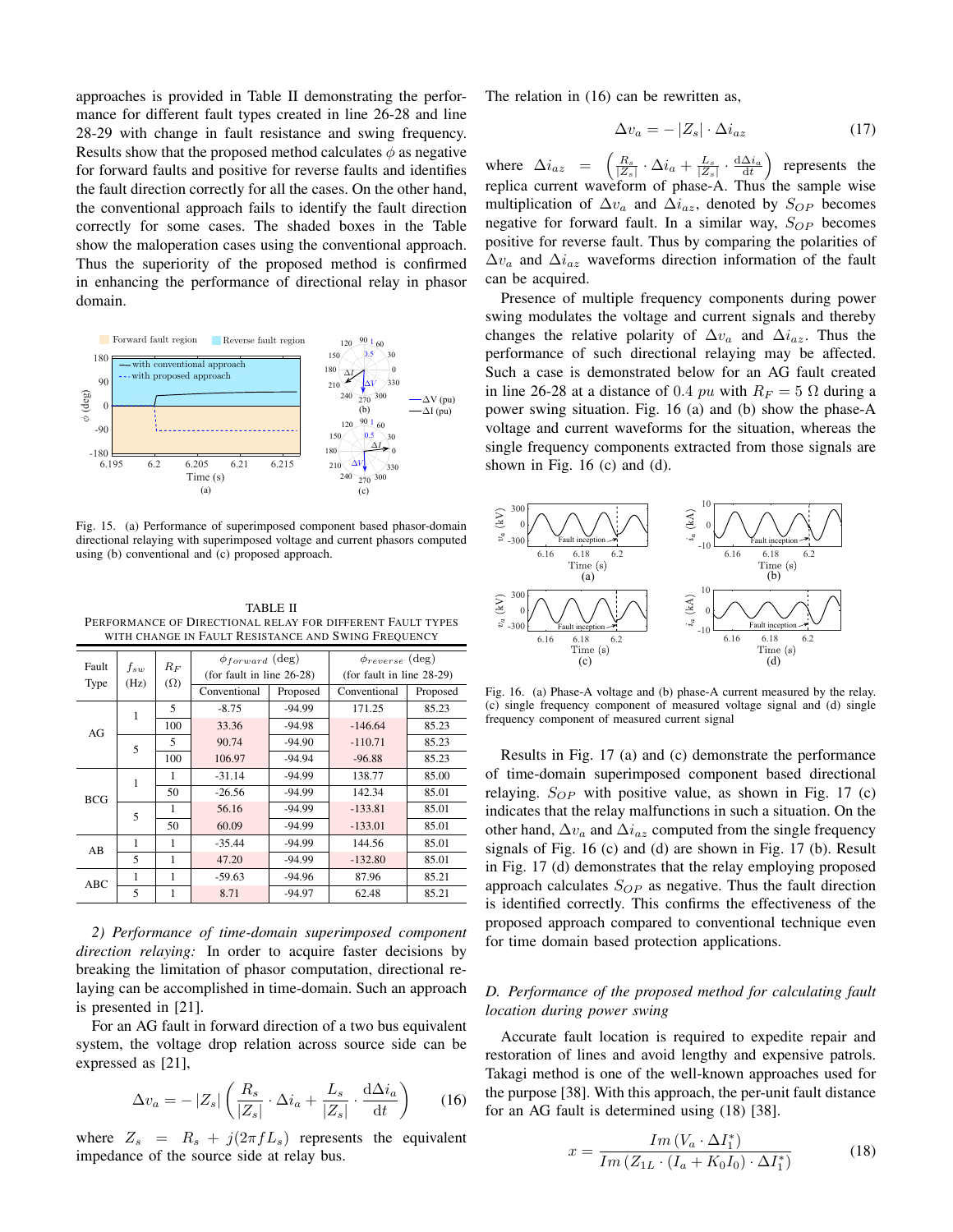approaches is provided in Table II demonstrating the performance for different fault types created in line 26-28 and line 28-29 with change in fault resistance and swing frequency. Results show that the proposed method calculates $\phi$ as negative for forward faults and positive for reverse faults and identifies the fault direction correctly for all the cases. On the other hand, the conventional approach fails to identify the fault direction correctly for some cases. The shaded boxes in the Table show the maloperation cases using the conventional approach. Thus the superiority of the proposed method is confirmed in enhancing the performance of directional relay in phasor domain.

Fig. 15. (a) Performance of superimposed component based phasor-domain directional relaying with superimposed voltage and current phasors computed using (b) conventional and (c) proposed approach.

TABLE II
PERFORMANCE OF DIRECTIONAL RELAY FOR DIFFERENT FAULT TYPES WITH CHANGE IN FAULT RESISTANCE AND SWING FREQUENCY

| Fault Type | $f_{sw}$ (Hz) | $R_F$ ($\Omega$) | $\phi_{forward}$ (deg) (for fault in line 26-28) | | $\phi_{reverse}$ (deg) (for fault in line 28-29) | |
|---|---|---|---|---|---|---|
| | | | Conventional | Proposed | Conventional | Proposed |
| AG | 1 | 5 | -8.75 | -94.99 | 171.25 | 85.23 |
| | | 100 | 33.36 | -94.98 | -146.64 | 85.23 |
| | 5 | 5 | 90.74 | -94.90 | -110.71 | 85.23 |
| | | 100 | 106.97 | -94.94 | -96.88 | 85.23 |
| BCG | 1 | 1 | -31.14 | -94.99 | 138.77 | 85.00 |
| | | 50 | -26.56 | -94.99 | 142.34 | 85.01 |
| | 5 | 1 | 56.16 | -94.99 | -133.81 | 85.01 |
| | | 50 | 60.09 | -94.99 | -133.01 | 85.01 |
| AB | 1 | 1 | -35.44 | -94.99 | 144.56 | 85.01 |
| | 5 | 1 | 47.20 | -94.99 | -132.80 | 85.01 |
| ABC | 1 | 1 | -59.63 | -94.96 | 87.96 | 85.21 |
| | 5 | 1 | 8.71 | -94.97 | 62.48 | 85.21 |

*2) Performance of time-domain superimposed component direction relaying:* In order to acquire faster decisions by breaking the limitation of phasor computation, directional relaying can be accomplished in time-domain. Such an approach is presented in [21].

For an AG fault in forward direction of a two bus equivalent system, the voltage drop relation across source side can be expressed as [21],

$$\Delta v_a = -|Z_s| \left( \frac{R_s}{|Z_s|} \cdot \Delta i_a + \frac{L_s}{|Z_s|} \cdot \frac{\mathrm{d}\Delta i_a}{\mathrm{d}t} \right) \quad (16)$$

where $Z_s = R_s + j(2\pi f L_s)$ represents the equivalent impedance of the source side at relay bus.

The relation in (16) can be rewritten as,

$$\Delta v_a = -|Z_s| \cdot \Delta i_{az} \quad (17)$$

where $\Delta i_{az} = \left( \frac{R_s}{|Z_s|} \cdot \Delta i_a + \frac{L_s}{|Z_s|} \cdot \frac{\mathrm{d}\Delta i_a}{\mathrm{d}t} \right)$ represents the replica current waveform of phase-A. Thus the sample wise multiplication of $\Delta v_a$ and $\Delta i_{az}$, denoted by $S_{OP}$ becomes negative for forward fault. In a similar way, $S_{OP}$ becomes positive for reverse fault. Thus by comparing the polarities of $\Delta v_a$ and $\Delta i_{az}$ waveforms direction information of the fault can be acquired.

Presence of multiple frequency components during power swing modulates the voltage and current signals and thereby changes the relative polarity of $\Delta v_a$ and $\Delta i_{az}$. Thus the performance of such directional relaying may be affected. Such a case is demonstrated below for an AG fault created in line 26-28 at a distance of $0.4$ $pu$ with $R_F = 5\ \Omega$ during a power swing situation. Fig. 16 (a) and (b) show the phase-A voltage and current waveforms for the situation, whereas the single frequency components extracted from those signals are shown in Fig. 16 (c) and (d).

Fig. 16. (a) Phase-A voltage and (b) phase-A current measured by the relay. (c) single frequency component of measured voltage signal and (d) single frequency component of measured current signal

Results in Fig. 17 (a) and (c) demonstrate the performance of time-domain superimposed component based directional relaying. $S_{OP}$ with positive value, as shown in Fig. 17 (c) indicates that the relay malfunctions in such a situation. On the other hand, $\Delta v_a$ and $\Delta i_{az}$ computed from the single frequency signals of Fig. 16 (c) and (d) are shown in Fig. 17 (b). Result in Fig. 17 (d) demonstrates that the relay employing proposed approach calculates $S_{OP}$ as negative. Thus the fault direction is identified correctly. This confirms the effectiveness of the proposed approach compared to conventional technique even for time domain based protection applications.

### D. Performance of the proposed method for calculating fault location during power swing

Accurate fault location is required to expedite repair and restoration of lines and avoid lengthy and expensive patrols. Takagi method is one of the well-known approaches used for the purpose [38]. With this approach, the per-unit fault distance for an AG fault is determined using (18) [38].

$$x = \frac{Im\,(V_a \cdot \Delta I_1^*)}{Im\,(Z_{1L} \cdot (I_a + K_0 I_0) \cdot \Delta I_1^*)} \quad (18)$$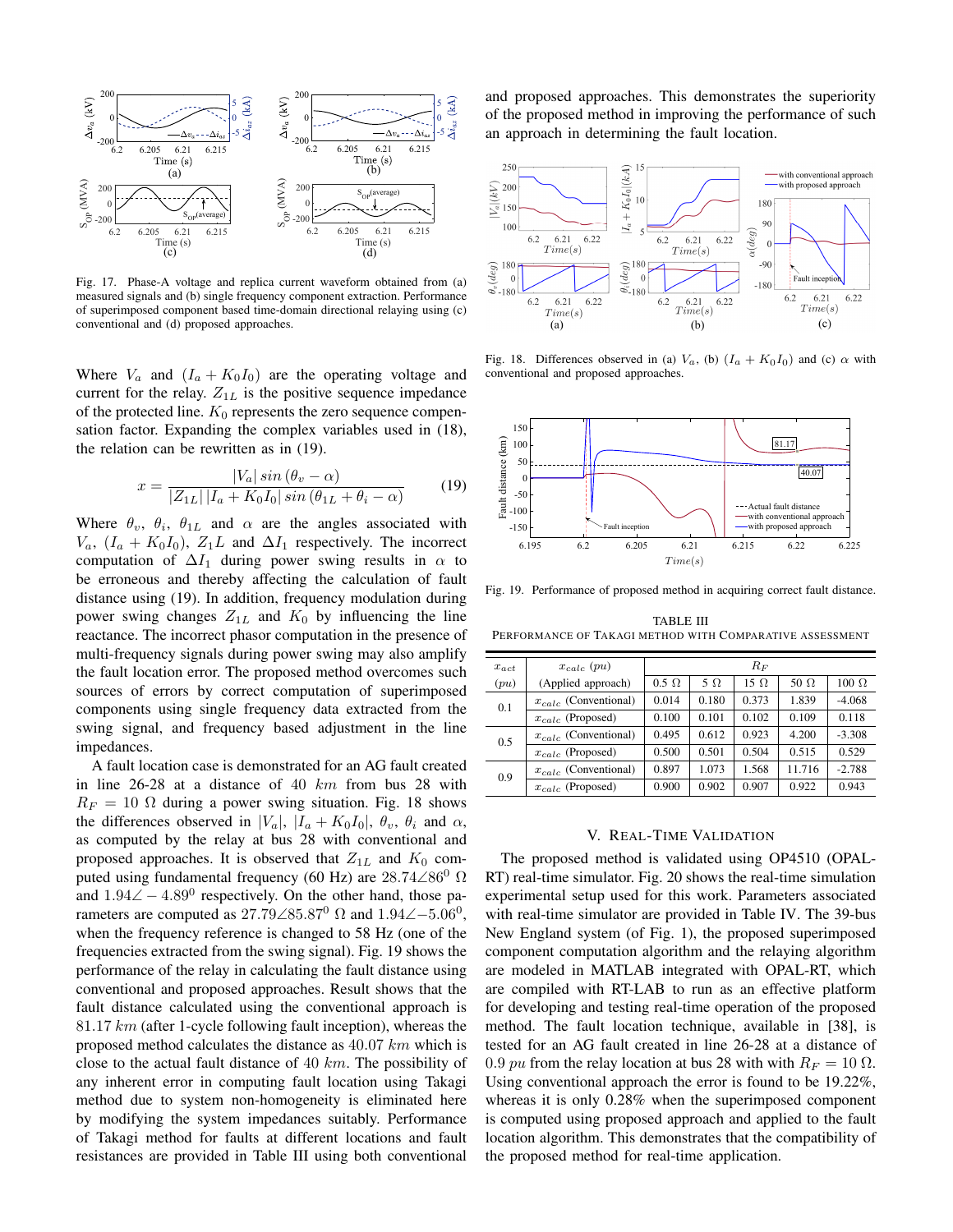Fig. 17. Phase-A voltage and replica current waveform obtained from (a) measured signals and (b) single frequency component extraction. Performance of superimposed component based time-domain directional relaying using (c) conventional and (d) proposed approaches.

Where $V_a$ and $(I_a + K_0 I_0)$ are the operating voltage and current for the relay. $Z_{1L}$ is the positive sequence impedance of the protected line. $K_0$ represents the zero sequence compensation factor. Expanding the complex variables used in (18), the relation can be rewritten as in (19).

$$x = \frac{|V_a|\, sin\,(\theta_v - \alpha)}{|Z_{1L}|\, |I_a + K_0 I_0|\, sin\,(\theta_{1L} + \theta_i - \alpha)} \tag{19}$$

Where $\theta_v$, $\theta_i$, $\theta_{1L}$ and $\alpha$ are the angles associated with $V_a$, $(I_a + K_0 I_0)$, $Z_1 L$ and $\Delta I_1$ respectively. The incorrect computation of $\Delta I_1$ during power swing results in $\alpha$ to be erroneous and thereby affecting the calculation of fault distance using (19). In addition, frequency modulation during power swing changes $Z_{1L}$ and $K_0$ by influencing the line reactance. The incorrect phasor computation in the presence of multi-frequency signals during power swing may also amplify the fault location error. The proposed method overcomes such sources of errors by correct computation of superimposed components using single frequency data extracted from the swing signal, and frequency based adjustment in the line impedances.

A fault location case is demonstrated for an AG fault created in line 26-28 at a distance of 40 $km$ from bus 28 with $R_F = 10\ \Omega$ during a power swing situation. Fig. 18 shows the differences observed in $|V_a|$, $|I_a + K_0 I_0|$, $\theta_v$, $\theta_i$ and $\alpha$, as computed by the relay at bus 28 with conventional and proposed approaches. It is observed that $Z_{1L}$ and $K_0$ computed using fundamental frequency (60 Hz) are $28.74\angle 86^0\ \Omega$ and $1.94\angle -4.89^0$ respectively. On the other hand, those parameters are computed as $27.79\angle 85.87^0\ \Omega$ and $1.94\angle -5.06^0$, when the frequency reference is changed to 58 Hz (one of the frequencies extracted from the swing signal). Fig. 19 shows the performance of the relay in calculating the fault distance using conventional and proposed approaches. Result shows that the fault distance calculated using the conventional approach is $81.17\ km$ (after 1-cycle following fault inception), whereas the proposed method calculates the distance as $40.07\ km$ which is close to the actual fault distance of 40 $km$. The possibility of any inherent error in computing fault location using Takagi method due to system non-homogeneity is eliminated here by modifying the system impedances suitably. Performance of Takagi method for faults at different locations and fault resistances are provided in Table III using both conventional and proposed approaches. This demonstrates the superiority of the proposed method in improving the performance of such an approach in determining the fault location.

Fig. 18. Differences observed in (a) $V_a$, (b) $(I_a + K_0 I_0)$ and (c) $\alpha$ with conventional and proposed approaches.

Fig. 19. Performance of proposed method in acquiring correct fault distance.

TABLE III
PERFORMANCE OF TAKAGI METHOD WITH COMPARATIVE ASSESSMENT

| $x_{act}$ $(pu)$ | $x_{calc}$ $(pu)$ (Applied approach) | $R_F$ 0.5 Ω | 5 Ω | 15 Ω | 50 Ω | 100 Ω |
|---|---|---|---|---|---|---|
| 0.1 | $x_{calc}$ (Conventional) | 0.014 | 0.180 | 0.373 | 1.839 | -4.068 |
| | $x_{calc}$ (Proposed) | 0.100 | 0.101 | 0.102 | 0.109 | 0.118 |
| 0.5 | $x_{calc}$ (Conventional) | 0.495 | 0.612 | 0.923 | 4.200 | -3.308 |
| | $x_{calc}$ (Proposed) | 0.500 | 0.501 | 0.504 | 0.515 | 0.529 |
| 0.9 | $x_{calc}$ (Conventional) | 0.897 | 1.073 | 1.568 | 11.716 | -2.788 |
| | $x_{calc}$ (Proposed) | 0.900 | 0.902 | 0.907 | 0.922 | 0.943 |

## V. Real-Time Validation

The proposed method is validated using OP4510 (OPAL-RT) real-time simulator. Fig. 20 shows the real-time simulation experimental setup used for this work. Parameters associated with real-time simulator are provided in Table IV. The 39-bus New England system (of Fig. 1), the proposed superimposed component computation algorithm and the relaying algorithm are modeled in MATLAB integrated with OPAL-RT, which are compiled with RT-LAB to run as an effective platform for developing and testing real-time operation of the proposed method. The fault location technique, available in [38], is tested for an AG fault created in line 26-28 at a distance of 0.9 $pu$ from the relay location at bus 28 with $R_F = 10\ \Omega$. Using conventional approach the error is found to be 19.22%, whereas it is only 0.28% when the superimposed component is computed using proposed approach and applied to the fault location algorithm. This demonstrates that the compatibility of the proposed method for real-time application.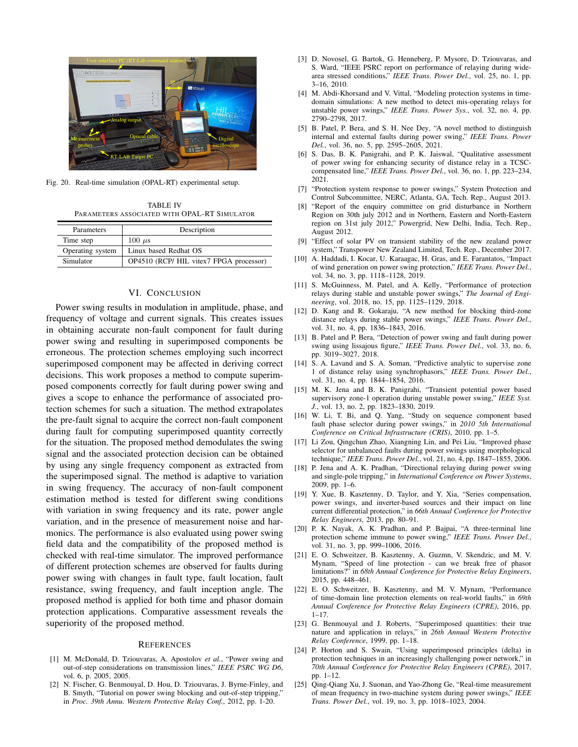Fig. 20. Real-time simulation (OPAL-RT) experimental setup.

TABLE IV
PARAMETERS ASSOCIATED WITH OPAL-RT SIMULATOR

| Parameters | Description |
| --- | --- |
| Time step | 100 $\mu s$ |
| Operating system | Linux based Redhat OS |
| Simulator | OP4510 (RCP/ HIL vitex7 FPGA processor) |

## VI. CONCLUSION

Power swing results in modulation in amplitude, phase, and frequency of voltage and current signals. This creates issues in obtaining accurate non-fault component for fault during power swing and resulting in superimposed components be erroneous. The protection schemes employing such incorrect superimposed component may be affected in deriving correct decisions. This work proposes a method to compute superimposed components correctly for fault during power swing and gives a scope to enhance the performance of associated protection schemes for such a situation. The method extrapolates the pre-fault signal to acquire the correct non-fault component during fault for computing superimposed quantity correctly for the situation. The proposed method demodulates the swing signal and the associated protection decision can be obtained by using any single frequency component as extracted from the superimposed signal. The method is adaptive to variation in swing frequency. The accuracy of non-fault component estimation method is tested for different swing conditions with variation in swing frequency and its rate, power angle variation, and in the presence of measurement noise and harmonics. The performance is also evaluated using power swing field data and the compatibility of the proposed method is checked with real-time simulator. The improved performance of different protection schemes are observed for faults during power swing with changes in fault type, fault location, fault resistance, swing frequency, and fault inception angle. The proposed method is applied for both time and phasor domain protection applications. Comparative assessment reveals the superiority of the proposed method.

## REFERENCES

[1] M. McDonald, D. Tziouvaras, A. Apostolov *et al.*, "Power swing and out-of-step considerations on transmission lines," *IEEE PSRC WG D6*, vol. 6, p. 2005, 2005.

[2] N. Fischer, G. Benmouyal, D. Hou, D. Tziouvaras, J. Byrne-Finley, and B. Smyth, "Tutorial on power swing blocking and out-of-step tripping," in *Proc. 39th Annu. Western Protective Relay Conf.*, 2012, pp. 1-20.

[3] D. Novosel, G. Bartok, G. Henneberg, P. Mysore, D. Tziouvaras, and S. Ward, "IEEE PSRC report on performance of relaying during wide-area stressed conditions," *IEEE Trans. Power Del.*, vol. 25, no. 1, pp. 3–16, 2010.

[4] M. Abdi-Khorsand and V. Vittal, "Modeling protection systems in time-domain simulations: A new method to detect mis-operating relays for unstable power swings," *IEEE Trans. Power Sys.*, vol. 32, no. 4, pp. 2790–2798, 2017.

[5] B. Patel, P. Bera, and S. H. Nee Dey, "A novel method to distinguish internal and external faults during power swing," *IEEE Trans. Power Del.*, vol. 36, no. 5, pp. 2595–2605, 2021.

[6] S. Das, B. K. Panigrahi, and P. K. Jaiswal, "Qualitative assessment of power swing for enhancing security of distance relay in a TCSC-compensated line," *IEEE Trans. Power Del.*, vol. 36, no. 1, pp. 223–234, 2021.

[7] "Protection system response to power swings," System Protection and Control Subcommittee, NERC, Atlanta, GA, Tech. Rep., August 2013.

[8] "Report of the enquiry committee on grid disturbance in Northern Region on 30th july 2012 and in Northern, Eastern and North-Eastern region on 31st july 2012," Powergrid, New Delhi, India, Tech. Rep., August 2012.

[9] "Effect of solar PV on transient stability of the new zealand power system," Transpower New Zealand Limited, Tech. Rep., December 2017.

[10] A. Haddadi, I. Kocar, U. Karaagac, H. Gras, and E. Farantatos, "Impact of wind generation on power swing protection," *IEEE Trans. Power Del.*, vol. 34, no. 3, pp. 1118–1128, 2019.

[11] S. McGuinness, M. Patel, and A. Kelly, "Performance of protection relays during stable and unstable power swings," *The Journal of Engineering*, vol. 2018, no. 15, pp. 1125–1129, 2018.

[12] D. Kang and R. Gokaraju, "A new method for blocking third-zone distance relays during stable power swings," *IEEE Trans. Power Del.*, vol. 31, no. 4, pp. 1836–1843, 2016.

[13] B. Patel and P. Bera, "Detection of power swing and fault during power swing using lissajous figure," *IEEE Trans. Power Del.*, vol. 33, no. 6, pp. 3019–3027, 2018.

[14] S. A. Lavand and S. A. Soman, "Predictive analytic to supervise zone 1 of distance relay using synchrophasors," *IEEE Trans. Power Del.*, vol. 31, no. 4, pp. 1844–1854, 2016.

[15] M. K. Jena and B. K. Panigrahi, "Transient potential power based supervisory zone-1 operation during unstable power swing," *IEEE Syst. J.*, vol. 13, no. 2, pp. 1823–1830, 2019.

[16] W. Li, T. Bi, and Q. Yang, "Study on sequence component based fault phase selector during power swings," in *2010 5th International Conference on Critical Infrastructure (CRIS)*, 2010, pp. 1–5.

[17] Li Zou, Qingchun Zhao, Xiangning Lin, and Pei Liu, "Improved phase selector for unbalanced faults during power swings using morphological technique," *IEEE Trans. Power Del.*, vol. 21, no. 4, pp. 1847–1855, 2006.

[18] P. Jena and A. K. Pradhan, "Directional relaying during power swing and single-pole tripping," in *International Conference on Power Systems*, 2009, pp. 1–6.

[19] Y. Xue, B. Kasztenny, D. Taylor, and Y. Xia, "Series compensation, power swings, and inverter-based sources and their impact on line current differential protection," in *66th Annual Conference for Protective Relay Engineers*, 2013, pp. 80–91.

[20] P. K. Nayak, A. K. Pradhan, and P. Bajpai, "A three-terminal line protection scheme immune to power swing," *IEEE Trans. Power Del.*, vol. 31, no. 3, pp. 999–1006, 2016.

[21] E. O. Schweitzer, B. Kasztenny, A. Guzmn, V. Skendzic, and M. V. Mynam, "Speed of line protection - can we break free of phasor limitations?" in *68th Annual Conference for Protective Relay Engineers*, 2015, pp. 448–461.

[22] E. O. Schweitzer, B. Kasztenny, and M. V. Mynam, "Performance of time-domain line protection elements on real-world faults," in *69th Annual Conference for Protective Relay Engineers (CPRE)*, 2016, pp. 1–17.

[23] G. Benmouyal and J. Roberts, "Superimposed quantities: their true nature and application in relays," in *26th Annual Western Protective Relay Conference*, 1999, pp. 1–18.

[24] P. Horton and S. Swain, "Using superimposed principles (delta) in protection techniques in an increasingly challenging power network," in *70th Annual Conference for Protective Relay Engineers (CPRE)*, 2017, pp. 1–12.

[25] Qing-Qiang Xu, J. Suonan, and Yao-Zhong Ge, "Real-time measurement of mean frequency in two-machine system during power swings," *IEEE Trans. Power Del.*, vol. 19, no. 3, pp. 1018–1023, 2004.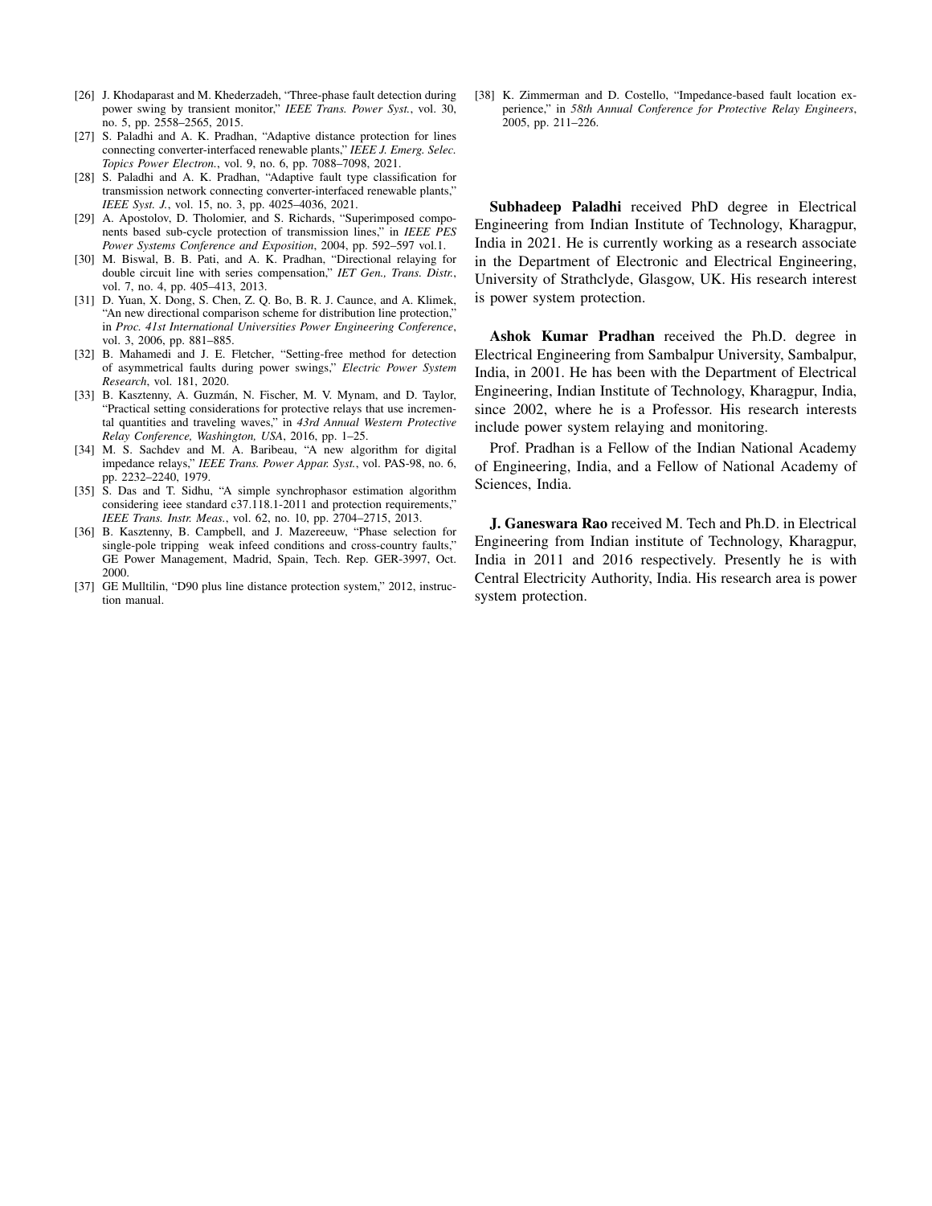[26] J. Khodaparast and M. Khederzadeh, "Three-phase fault detection during power swing by transient monitor," *IEEE Trans. Power Syst.*, vol. 30, no. 5, pp. 2558–2565, 2015.

[27] S. Paladhi and A. K. Pradhan, "Adaptive distance protection for lines connecting converter-interfaced renewable plants," *IEEE J. Emerg. Selec. Topics Power Electron.*, vol. 9, no. 6, pp. 7088–7098, 2021.

[28] S. Paladhi and A. K. Pradhan, "Adaptive fault type classification for transmission network connecting converter-interfaced renewable plants," *IEEE Syst. J.*, vol. 15, no. 3, pp. 4025–4036, 2021.

[29] A. Apostolov, D. Tholomier, and S. Richards, "Superimposed components based sub-cycle protection of transmission lines," in *IEEE PES Power Systems Conference and Exposition*, 2004, pp. 592–597 vol.1.

[30] M. Biswal, B. B. Pati, and A. K. Pradhan, "Directional relaying for double circuit line with series compensation," *IET Gen., Trans. Distr.*, vol. 7, no. 4, pp. 405–413, 2013.

[31] D. Yuan, X. Dong, S. Chen, Z. Q. Bo, B. R. J. Caunce, and A. Klimek, "An new directional comparison scheme for distribution line protection," in *Proc. 41st International Universities Power Engineering Conference*, vol. 3, 2006, pp. 881–885.

[32] B. Mahamedi and J. E. Fletcher, "Setting-free method for detection of asymmetrical faults during power swings," *Electric Power System Research*, vol. 181, 2020.

[33] B. Kasztenny, A. Guzmán, N. Fischer, M. V. Mynam, and D. Taylor, "Practical setting considerations for protective relays that use incremental quantities and traveling waves," in *43rd Annual Western Protective Relay Conference, Washington, USA*, 2016, pp. 1–25.

[34] M. S. Sachdev and M. A. Baribeau, "A new algorithm for digital impedance relays," *IEEE Trans. Power Appar. Syst.*, vol. PAS-98, no. 6, pp. 2232–2240, 1979.

[35] S. Das and T. Sidhu, "A simple synchrophasor estimation algorithm considering ieee standard c37.118.1-2011 and protection requirements," *IEEE Trans. Instr. Meas.*, vol. 62, no. 10, pp. 2704–2715, 2013.

[36] B. Kasztenny, B. Campbell, and J. Mazereeuw, "Phase selection for single-pole tripping weak infeed conditions and cross-country faults," GE Power Management, Madrid, Spain, Tech. Rep. GER-3997, Oct. 2000.

[37] GE Mulltilin, "D90 plus line distance protection system," 2012, instruction manual.

[38] K. Zimmerman and D. Costello, "Impedance-based fault location experience," in *58th Annual Conference for Protective Relay Engineers*, 2005, pp. 211–226.

**Subhadeep Paladhi** received PhD degree in Electrical Engineering from Indian Institute of Technology, Kharagpur, India in 2021. He is currently working as a research associate in the Department of Electronic and Electrical Engineering, University of Strathclyde, Glasgow, UK. His research interest is power system protection.

**Ashok Kumar Pradhan** received the Ph.D. degree in Electrical Engineering from Sambalpur University, Sambalpur, India, in 2001. He has been with the Department of Electrical Engineering, Indian Institute of Technology, Kharagpur, India, since 2002, where he is a Professor. His research interests include power system relaying and monitoring.

Prof. Pradhan is a Fellow of the Indian National Academy of Engineering, India, and a Fellow of National Academy of Sciences, India.

**J. Ganeswara Rao** received M. Tech and Ph.D. in Electrical Engineering from Indian institute of Technology, Kharagpur, India in 2011 and 2016 respectively. Presently he is with Central Electricity Authority, India. His research area is power system protection.